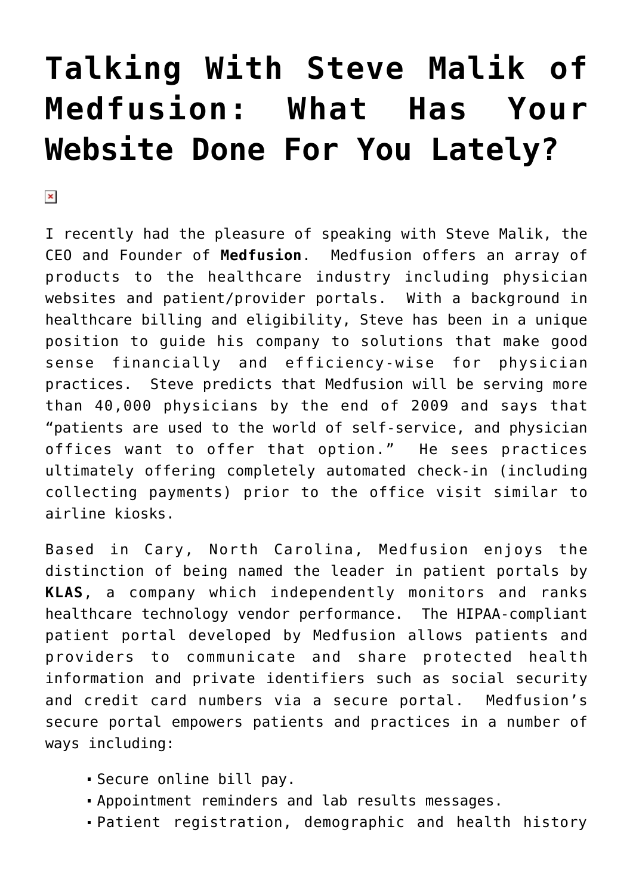# Talking With Steve Malik of Medfusion: What Has Your Website Done For You Lately?

I recently had the pleasure of speaking with Steve Malik, the CEO and Founder of **Medfusion**. Medfusion offers an array of products to the healthcare industry including physician websites and patient/provider portals. With a background in healthcare billing and eligibility, Steve has been in a unique position to guide his company to solutions that make good sense financially and efficiency-wise for physician practices. Steve predicts that Medfusion will be serving more than 40,000 physicians by the end of 2009 and says that "patients are used to the world of self-service, and physician offices want to offer that option." He sees practices ultimately offering completely automated check-in (including collecting payments) prior to the office visit similar to airline kiosks.

Based in Cary, North Carolina, Medfusion enjoys the distinction of being named the leader in patient portals by **KLAS**, a company which independently monitors and ranks healthcare technology vendor performance. The HIPAA-compliant patient portal developed by Medfusion allows patients and providers to communicate and share protected health information and private identifiers such as social security and credit card numbers via a secure portal. Medfusion's secure portal empowers patients and practices in a number of ways including:

- Secure online bill pay.
- Appointment reminders and lab results messages.
- Patient registration, demographic and health history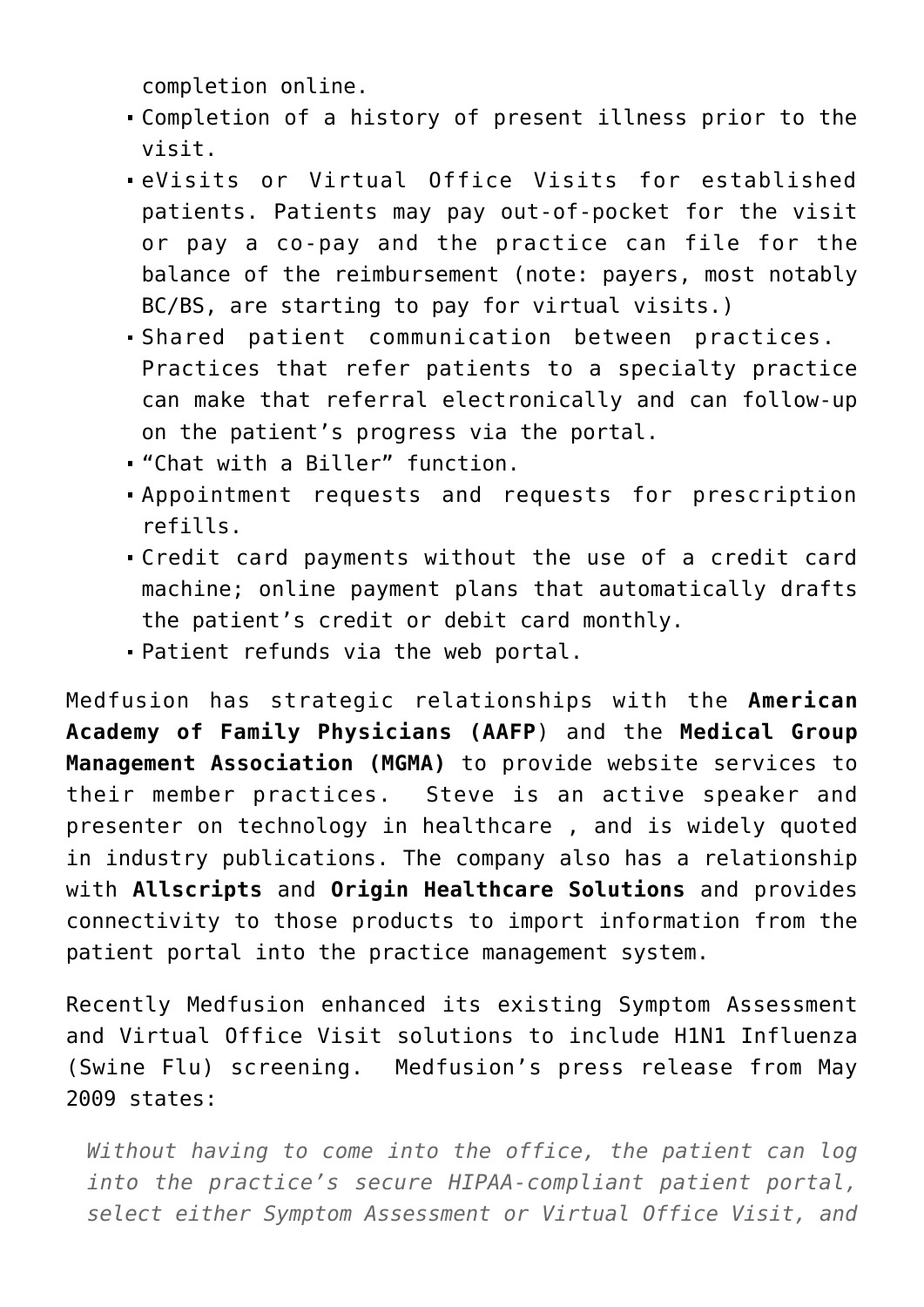completion online.

- Completion of a history of present illness prior to the visit.
- eVisits or Virtual Office Visits for established patients. Patients may pay out-of-pocket for the visit or pay a co-pay and the practice can file for the balance of the reimbursement (note: payers, most notably BC/BS, are starting to pay for virtual visits.)
- Shared patient communication between practices. Practices that refer patients to a specialty practice can make that referral electronically and can follow-up on the patient's progress via the portal.
- "Chat with a Biller" function.
- Appointment requests and requests for prescription refills.
- Credit card payments without the use of a credit card machine; online payment plans that automatically drafts the patient's credit or debit card monthly.
- Patient refunds via the web portal.

Medfusion has strategic relationships with the **American Academy of Family Physicians (AAFP**) and the **Medical Group Management Association (MGMA)** to provide website services to their member practices. Steve is an active speaker and presenter on technology in healthcare , and is widely quoted in industry publications. The company also has a relationship with **Allscripts** and **Origin Healthcare Solutions** and provides connectivity to those products to import information from the patient portal into the practice management system.

Recently Medfusion enhanced its existing Symptom Assessment and Virtual Office Visit solutions to include H1N1 Influenza (Swine Flu) screening. Medfusion's press release from May 2009 states:

> *Without having to come into the office, the patient can log into the practice's secure HIPAA-compliant patient portal, select either Symptom Assessment or Virtual Office Visit, and*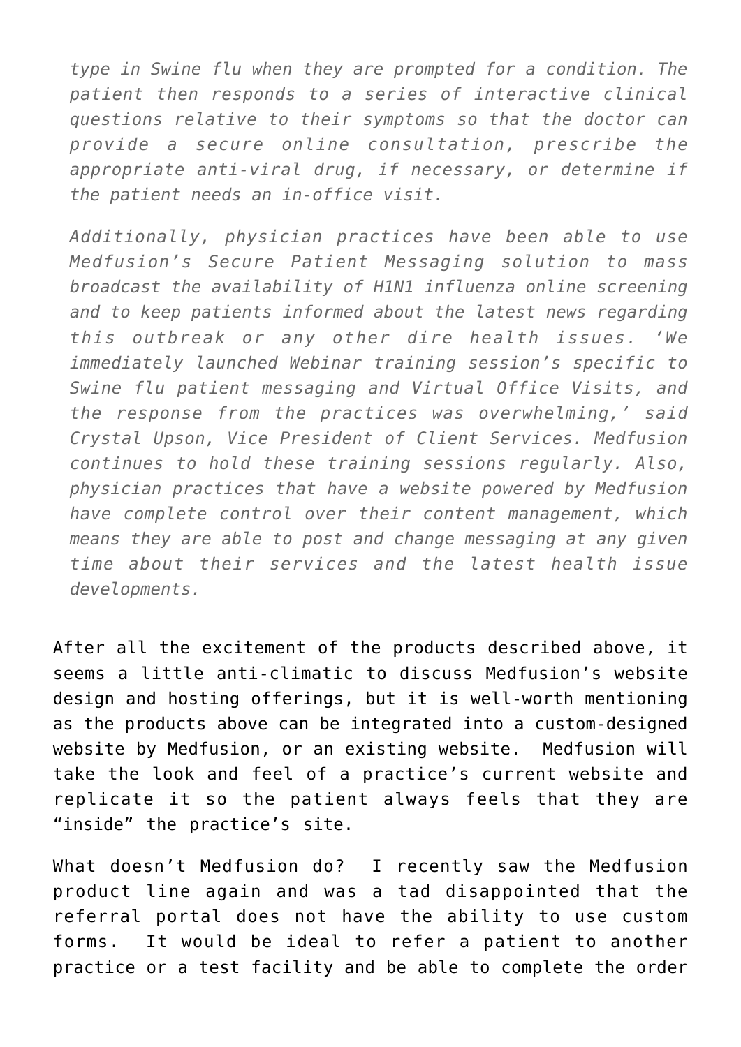> *type in Swine flu when they are prompted for a condition. The patient then responds to a series of interactive clinical questions relative to their symptoms so that the doctor can provide a secure online consultation, prescribe the appropriate anti-viral drug, if necessary, or determine if the patient needs an in-office visit.*
>
> *Additionally, physician practices have been able to use Medfusion's Secure Patient Messaging solution to mass broadcast the availability of H1N1 influenza online screening and to keep patients informed about the latest news regarding this outbreak or any other dire health issues. 'We immediately launched Webinar training session's specific to Swine flu patient messaging and Virtual Office Visits, and the response from the practices was overwhelming,' said Crystal Upson, Vice President of Client Services. Medfusion continues to hold these training sessions regularly. Also, physician practices that have a website powered by Medfusion have complete control over their content management, which means they are able to post and change messaging at any given time about their services and the latest health issue developments.*

After all the excitement of the products described above, it seems a little anti-climatic to discuss Medfusion's website design and hosting offerings, but it is well-worth mentioning as the products above can be integrated into a custom-designed website by Medfusion, or an existing website. Medfusion will take the look and feel of a practice's current website and replicate it so the patient always feels that they are "inside" the practice's site.

What doesn't Medfusion do? I recently saw the Medfusion product line again and was a tad disappointed that the referral portal does not have the ability to use custom forms. It would be ideal to refer a patient to another practice or a test facility and be able to complete the order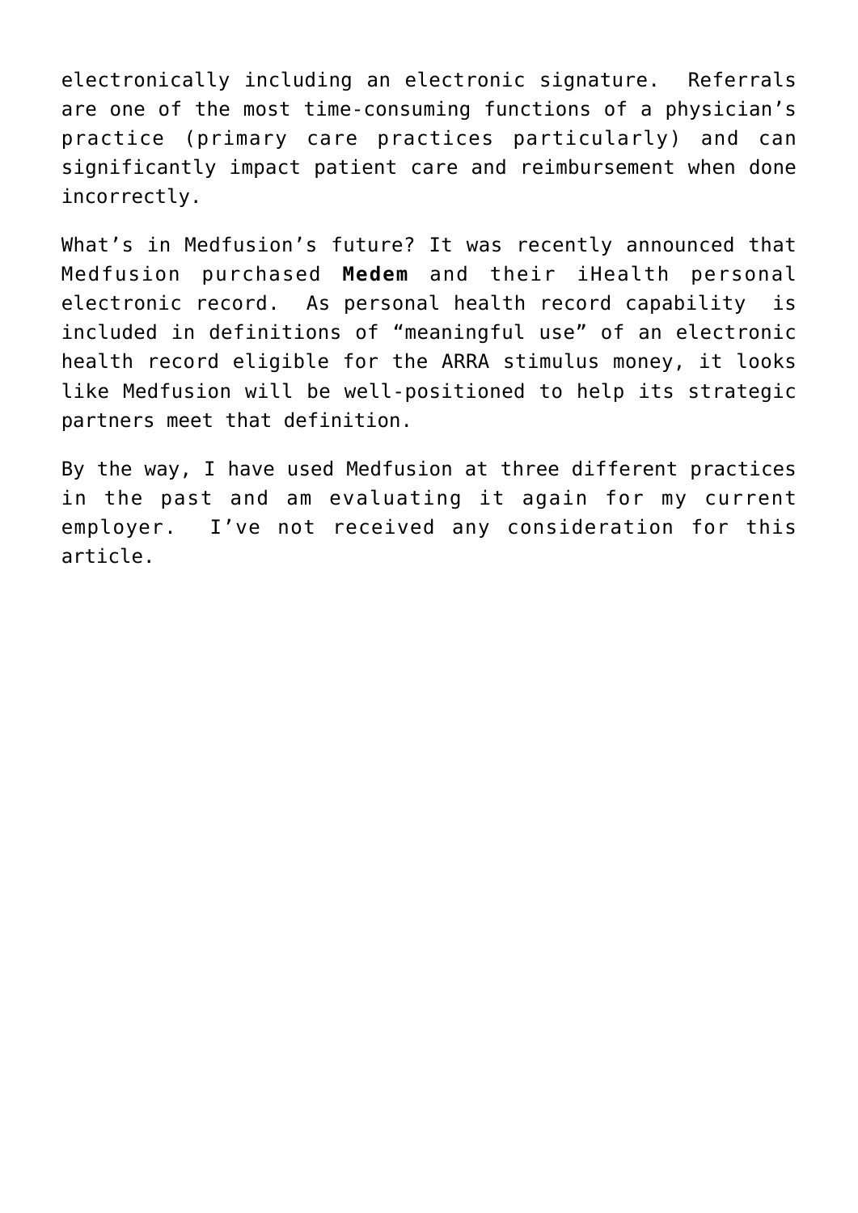electronically including an electronic signature. Referrals are one of the most time-consuming functions of a physician's practice (primary care practices particularly) and can significantly impact patient care and reimbursement when done incorrectly.

What's in Medfusion's future? It was recently announced that Medfusion purchased **Medem** and their iHealth personal electronic record. As personal health record capability is included in definitions of "meaningful use" of an electronic health record eligible for the ARRA stimulus money, it looks like Medfusion will be well-positioned to help its strategic partners meet that definition.

By the way, I have used Medfusion at three different practices in the past and am evaluating it again for my current employer. I've not received any consideration for this article.